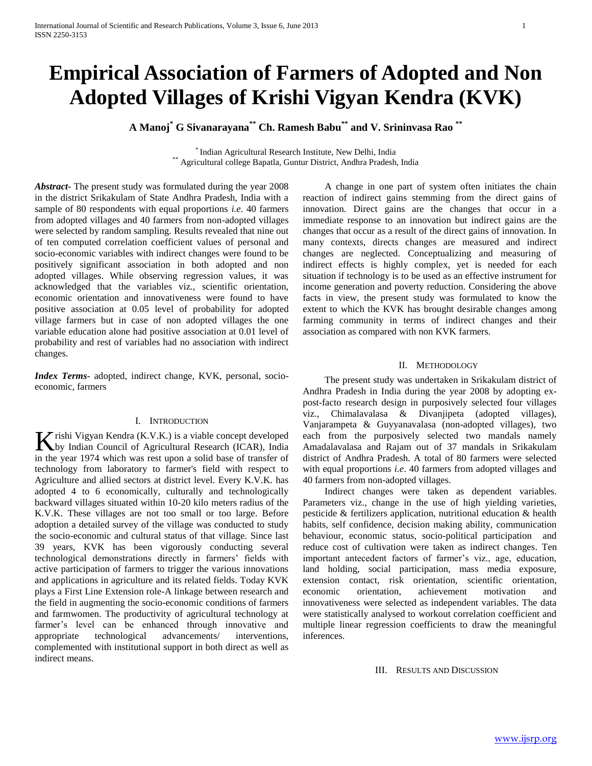# Empirical Association of Farmers of Adopted and Non Adopted Villages of Krishi Vigyan Kendra (KVK)

**A Manoj[*] G Sivanarayana[**] Ch. Ramesh Babu[**] and V. Srininvasa Rao [**]**

[*] Indian Agricultural Research Institute, New Delhi, India
[**] Agricultural college Bapatla, Guntur District, Andhra Pradesh, India

***Abstract-*** The present study was formulated during the year 2008 in the district Srikakulam of State Andhra Pradesh, India with a sample of 80 respondents with equal proportions *i.e*. 40 farmers from adopted villages and 40 farmers from non-adopted villages were selected by random sampling. Results revealed that nine out of ten computed correlation coefficient values of personal and socio-economic variables with indirect changes were found to be positively significant association in both adopted and non adopted villages. While observing regression values, it was acknowledged that the variables viz., scientific orientation, economic orientation and innovativeness were found to have positive association at 0.05 level of probability for adopted village farmers but in case of non adopted villages the one variable education alone had positive association at 0.01 level of probability and rest of variables had no association with indirect changes.

***Index Terms*-** adopted, indirect change, KVK, personal, socio-economic, farmers

## I. Introduction

Krishi Vigyan Kendra (K.V.K.) is a viable concept developed by Indian Council of Agricultural Research (ICAR), India in the year 1974 which was rest upon a solid base of transfer of technology from laboratory to farmer's field with respect to Agriculture and allied sectors at district level. Every K.V.K. has adopted 4 to 6 economically, culturally and technologically backward villages situated within 10-20 kilo meters radius of the K.V.K. These villages are not too small or too large. Before adoption a detailed survey of the village was conducted to study the socio-economic and cultural status of that village. Since last 39 years, KVK has been vigorously conducting several technological demonstrations directly in farmers' fields with active participation of farmers to trigger the various innovations and applications in agriculture and its related fields. Today KVK plays a First Line Extension role-A linkage between research and the field in augmenting the socio-economic conditions of farmers and farmwomen. The productivity of agricultural technology at farmer's level can be enhanced through innovative and appropriate technological advancements/ interventions, complemented with institutional support in both direct as well as indirect means.

A change in one part of system often initiates the chain reaction of indirect gains stemming from the direct gains of innovation. Direct gains are the changes that occur in a immediate response to an innovation but indirect gains are the changes that occur as a result of the direct gains of innovation. In many contexts, directs changes are measured and indirect changes are neglected. Conceptualizing and measuring of indirect effects is highly complex, yet is needed for each situation if technology is to be used as an effective instrument for income generation and poverty reduction. Considering the above facts in view, the present study was formulated to know the extent to which the KVK has brought desirable changes among farming community in terms of indirect changes and their association as compared with non KVK farmers.

## II. Methodology

The present study was undertaken in Srikakulam district of Andhra Pradesh in India during the year 2008 by adopting ex-post-facto research design in purposively selected four villages viz., Chimalavalasa & Divanjipeta (adopted villages), Vanjarampeta & Guyyanavalasa (non-adopted villages), two each from the purposively selected two mandals namely Amadalavalasa and Rajam out of 37 mandals in Srikakulam district of Andhra Pradesh. A total of 80 farmers were selected with equal proportions *i.e*. 40 farmers from adopted villages and 40 farmers from non-adopted villages.

Indirect changes were taken as dependent variables. Parameters viz., change in the use of high yielding varieties, pesticide & fertilizers application, nutritional education & health habits, self confidence, decision making ability, communication behaviour, economic status, socio-political participation and reduce cost of cultivation were taken as indirect changes. Ten important antecedent factors of farmer's viz., age, education, land holding, social participation, mass media exposure, extension contact, risk orientation, scientific orientation, economic orientation, achievement motivation and innovativeness were selected as independent variables. The data were statistically analysed to workout correlation coefficient and multiple linear regression coefficients to draw the meaningful inferences.

## III. Results and Discussion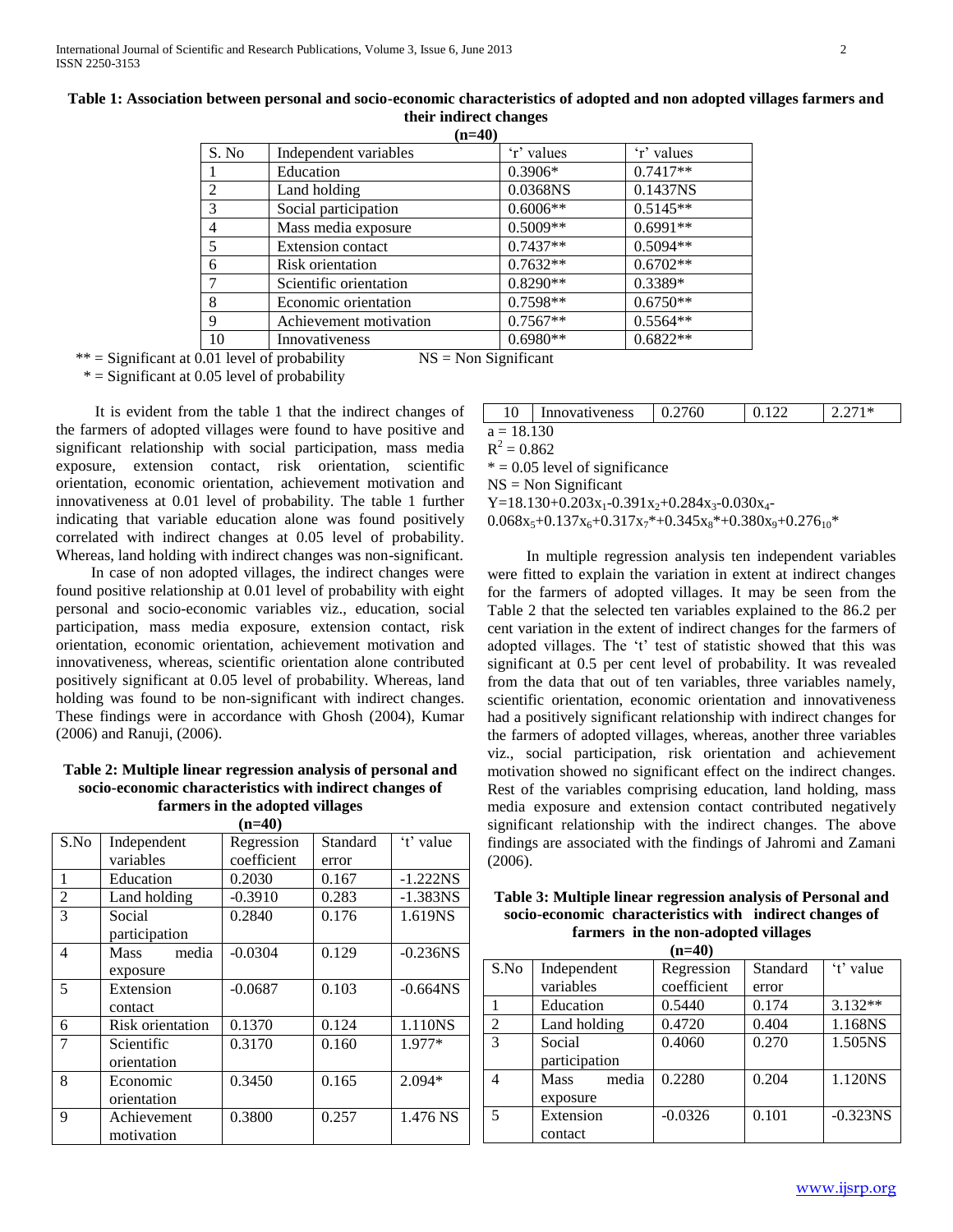**Table 1: Association between personal and socio-economic characteristics of adopted and non adopted villages farmers and their indirect changes**

**(n=40)**

| S. No | Independent variables | 'r' values | 'r' values |
|---|---|---|---|
| 1 | Education | 0.3906* | 0.7417** |
| 2 | Land holding | 0.0368NS | 0.1437NS |
| 3 | Social participation | 0.6006** | 0.5145** |
| 4 | Mass media exposure | 0.5009** | 0.6991** |
| 5 | Extension contact | 0.7437** | 0.5094** |
| 6 | Risk orientation | 0.7632** | 0.6702** |
| 7 | Scientific orientation | 0.8290** | 0.3389* |
| 8 | Economic orientation | 0.7598** | 0.6750** |
| 9 | Achievement motivation | 0.7567** | 0.5564** |
| 10 | Innovativeness | 0.6980** | 0.6822** |

** = Significant at 0.01 level of probability NS = Non Significant

* = Significant at 0.05 level of probability

It is evident from the table 1 that the indirect changes of the farmers of adopted villages were found to have positive and significant relationship with social participation, mass media exposure, extension contact, risk orientation, scientific orientation, economic orientation, achievement motivation and innovativeness at 0.01 level of probability. The table 1 further indicating that variable education alone was found positively correlated with indirect changes at 0.05 level of probability. Whereas, land holding with indirect changes was non-significant.

In case of non adopted villages, the indirect changes were found positive relationship at 0.01 level of probability with eight personal and socio-economic variables viz., education, social participation, mass media exposure, extension contact, risk orientation, economic orientation, achievement motivation and innovativeness, whereas, scientific orientation alone contributed positively significant at 0.05 level of probability. Whereas, land holding was found to be non-significant with indirect changes. These findings were in accordance with Ghosh (2004), Kumar (2006) and Ranuji, (2006).

**Table 2: Multiple linear regression analysis of personal and socio-economic characteristics with indirect changes of farmers in the adopted villages**

**(n=40)**

| S.No | Independent variables | Regression coefficient | Standard error | 't' value |
|---|---|---|---|---|
| 1 | Education | 0.2030 | 0.167 | -1.222NS |
| 2 | Land holding | -0.3910 | 0.283 | -1.383NS |
| 3 | Social participation | 0.2840 | 0.176 | 1.619NS |
| 4 | Mass media exposure | -0.0304 | 0.129 | -0.236NS |
| 5 | Extension contact | -0.0687 | 0.103 | -0.664NS |
| 6 | Risk orientation | 0.1370 | 0.124 | 1.110NS |
| 7 | Scientific orientation | 0.3170 | 0.160 | 1.977* |
| 8 | Economic orientation | 0.3450 | 0.165 | 2.094* |
| 9 | Achievement motivation | 0.3800 | 0.257 | 1.476 NS |
| 10 | Innovativeness | 0.2760 | 0.122 | 2.271* |

a = 18.130

$R^2 = 0.862$

* = 0.05 level of significance

NS = Non Significant

$Y=18.130+0.203x_1-0.391x_2+0.284x_3-0.030x_4-0.068x_5+0.137x_6+0.317x_7{*}+0.345x_8{*}+0.380x_9+0.276_{10}{*}$

In multiple regression analysis ten independent variables were fitted to explain the variation in extent at indirect changes for the farmers of adopted villages. It may be seen from the Table 2 that the selected ten variables explained to the 86.2 per cent variation in the extent of indirect changes for the farmers of adopted villages. The 't' test of statistic showed that this was significant at 0.5 per cent level of probability. It was revealed from the data that out of ten variables, three variables namely, scientific orientation, economic orientation and innovativeness had a positively significant relationship with indirect changes for the farmers of adopted villages, whereas, another three variables viz., social participation, risk orientation and achievement motivation showed no significant effect on the indirect changes. Rest of the variables comprising education, land holding, mass media exposure and extension contact contributed negatively significant relationship with the indirect changes. The above findings are associated with the findings of Jahromi and Zamani (2006).

**Table 3: Multiple linear regression analysis of Personal and socio-economic characteristics with indirect changes of farmers in the non-adopted villages**

**(n=40)**

| S.No | Independent variables | Regression coefficient | Standard error | 't' value |
|---|---|---|---|---|
| 1 | Education | 0.5440 | 0.174 | 3.132** |
| 2 | Land holding | 0.4720 | 0.404 | 1.168NS |
| 3 | Social participation | 0.4060 | 0.270 | 1.505NS |
| 4 | Mass media exposure | 0.2280 | 0.204 | 1.120NS |
| 5 | Extension contact | -0.0326 | 0.101 | -0.323NS |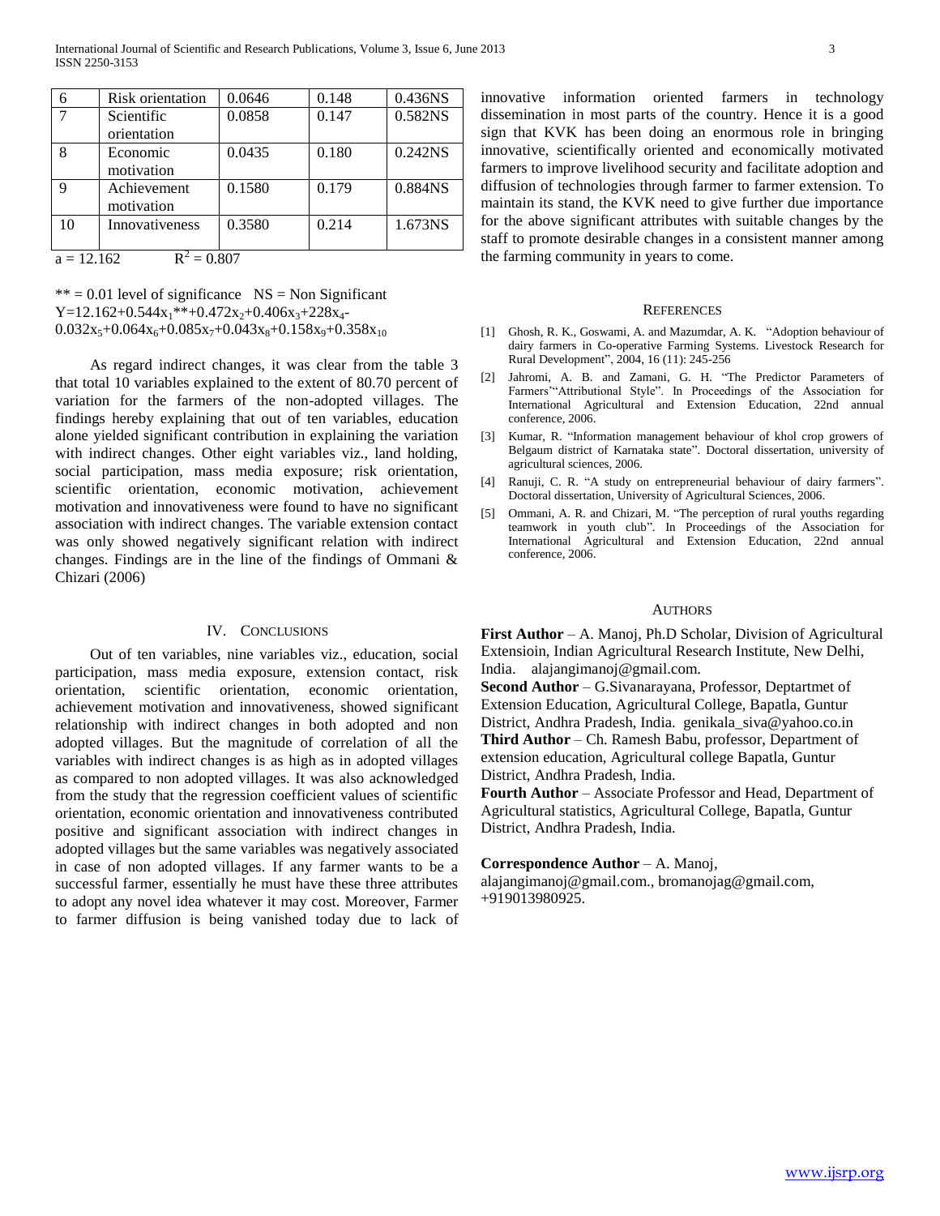| | | | | |
|---|---|---|---|---|
| 6 | Risk orientation | 0.0646 | 0.148 | 0.436NS |
| 7 | Scientific orientation | 0.0858 | 0.147 | 0.582NS |
| 8 | Economic motivation | 0.0435 | 0.180 | 0.242NS |
| 9 | Achievement motivation | 0.1580 | 0.179 | 0.884NS |
| 10 | Innovativeness | 0.3580 | 0.214 | 1.673NS |

a = 12.162 $R^2 = 0.807$

** = 0.01 level of significance NS = Non Significant

$Y=12.162+0.544x_1{}^{**}+0.472x_2+0.406x_3+228x_4-0.032x_5+0.064x_6+0.085x_7+0.043x_8+0.158x_9+0.358x_{10}$

As regard indirect changes, it was clear from the table 3 that total 10 variables explained to the extent of 80.70 percent of variation for the farmers of the non-adopted villages. The findings hereby explaining that out of ten variables, education alone yielded significant contribution in explaining the variation with indirect changes. Other eight variables viz., land holding, social participation, mass media exposure; risk orientation, scientific orientation, economic motivation, achievement motivation and innovativeness were found to have no significant association with indirect changes. The variable extension contact was only showed negatively significant relation with indirect changes. Findings are in the line of the findings of Ommani & Chizari (2006)

## IV. Conclusions

Out of ten variables, nine variables viz., education, social participation, mass media exposure, extension contact, risk orientation, scientific orientation, economic orientation, achievement motivation and innovativeness, showed significant relationship with indirect changes in both adopted and non adopted villages. But the magnitude of correlation of all the variables with indirect changes is as high as in adopted villages as compared to non adopted villages. It was also acknowledged from the study that the regression coefficient values of scientific orientation, economic orientation and innovativeness contributed positive and significant association with indirect changes in adopted villages but the same variables was negatively associated in case of non adopted villages. If any farmer wants to be a successful farmer, essentially he must have these three attributes to adopt any novel idea whatever it may cost. Moreover, Farmer to farmer diffusion is being vanished today due to lack of innovative information oriented farmers in technology dissemination in most parts of the country. Hence it is a good sign that KVK has been doing an enormous role in bringing innovative, scientifically oriented and economically motivated farmers to improve livelihood security and facilitate adoption and diffusion of technologies through farmer to farmer extension. To maintain its stand, the KVK need to give further due importance for the above significant attributes with suitable changes by the staff to promote desirable changes in a consistent manner among the farming community in years to come.

## References

[1] Ghosh, R. K., Goswami, A. and Mazumdar, A. K. "Adoption behaviour of dairy farmers in Co-operative Farming Systems. Livestock Research for Rural Development", 2004, 16 (11): 245-256

[2] Jahromi, A. B. and Zamani, G. H. "The Predictor Parameters of Farmers'"Attributional Style". In Proceedings of the Association for International Agricultural and Extension Education, 22nd annual conference, 2006.

[3] Kumar, R. "Information management behaviour of khol crop growers of Belgaum district of Karnataka state". Doctoral dissertation, university of agricultural sciences, 2006.

[4] Ranuji, C. R. "A study on entrepreneurial behaviour of dairy farmers". Doctoral dissertation, University of Agricultural Sciences, 2006.

[5] Ommani, A. R. and Chizari, M. "The perception of rural youths regarding teamwork in youth club". In Proceedings of the Association for International Agricultural and Extension Education, 22nd annual conference, 2006.

## Authors

**First Author** – A. Manoj, Ph.D Scholar, Division of Agricultural Extensioin, Indian Agricultural Research Institute, New Delhi, India. alajangimanoj@gmail.com.

**Second Author** – G.Sivanarayana, Professor, Deptartmet of Extension Education, Agricultural College, Bapatla, Guntur District, Andhra Pradesh, India. genikala_siva@yahoo.co.in

**Third Author** – Ch. Ramesh Babu, professor, Department of extension education, Agricultural college Bapatla, Guntur District, Andhra Pradesh, India.

**Fourth Author** – Associate Professor and Head, Department of Agricultural statistics, Agricultural College, Bapatla, Guntur District, Andhra Pradesh, India.

**Correspondence Author** – A. Manoj, alajangimanoj@gmail.com., bromanojag@gmail.com, +919013980925.